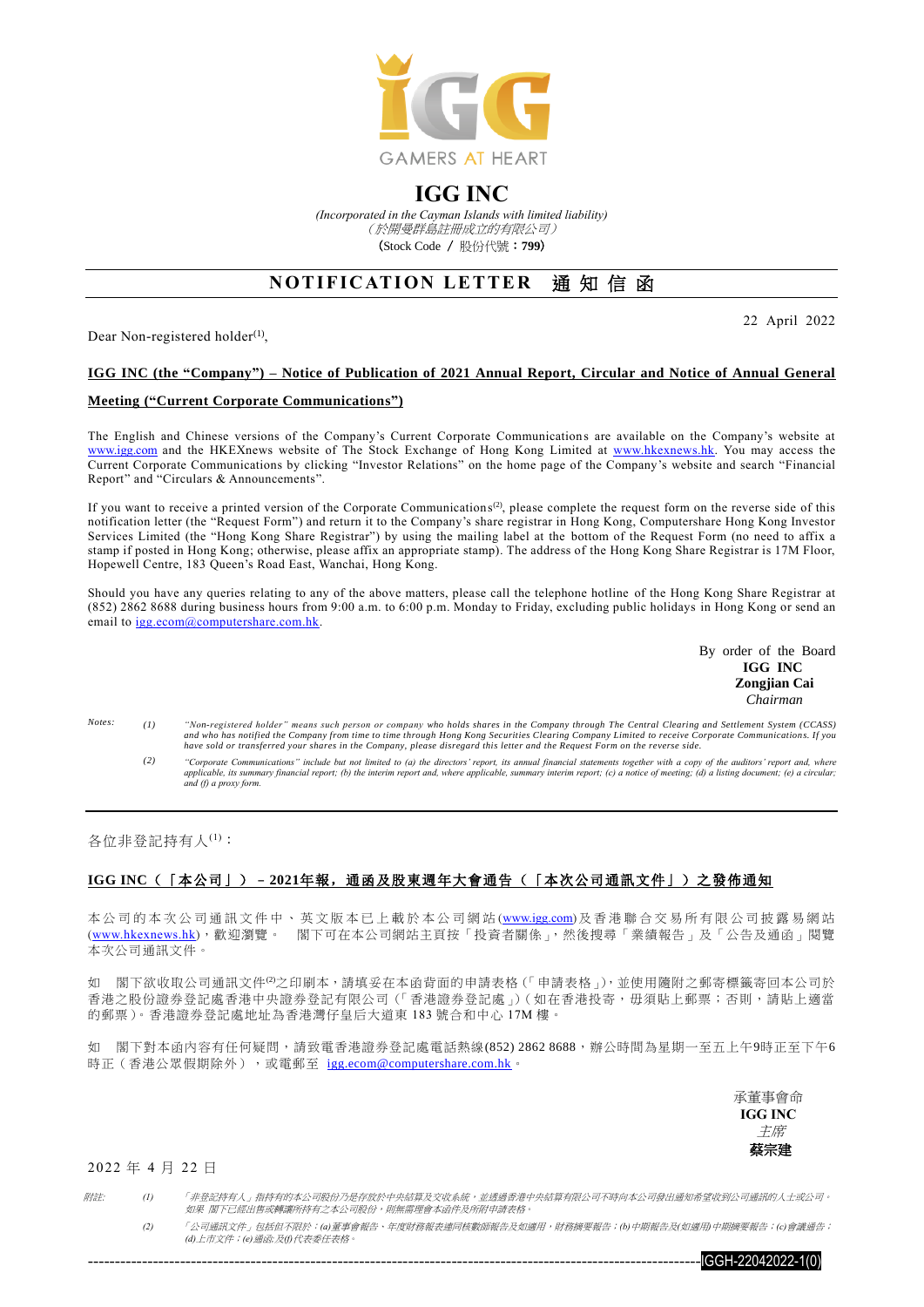# IGG INC

*(Incorporated in the Cayman Islands with limited liability)*
*（於開曼群島註冊成立的有限公司）*
(Stock Code / 股份代號：**799**)

## NOTIFICATION LETTER 通知信函

22 April 2022

Dear Non-registered holder[(1)],

**IGG INC (the "Company") – Notice of Publication of 2021 Annual Report, Circular and Notice of Annual General Meeting ("Current Corporate Communications")**

The English and Chinese versions of the Company's Current Corporate Communications are available on the Company's website at www.igg.com and the HKEXnews website of The Stock Exchange of Hong Kong Limited at www.hkexnews.hk. You may access the Current Corporate Communications by clicking "Investor Relations" on the home page of the Company's website and search "Financial Report" and "Circulars & Announcements".

If you want to receive a printed version of the Corporate Communications[(2)], please complete the request form on the reverse side of this notification letter (the "Request Form") and return it to the Company's share registrar in Hong Kong, Computershare Hong Kong Investor Services Limited (the "Hong Kong Share Registrar") by using the mailing label at the bottom of the Request Form (no need to affix a stamp if posted in Hong Kong; otherwise, please affix an appropriate stamp). The address of the Hong Kong Share Registrar is 17M Floor, Hopewell Centre, 183 Queen's Road East, Wanchai, Hong Kong.

Should you have any queries relating to any of the above matters, please call the telephone hotline of the Hong Kong Share Registrar at (852) 2862 8688 during business hours from 9:00 a.m. to 6:00 p.m. Monday to Friday, excluding public holidays in Hong Kong or send an email to igg.ecom@computershare.com.hk.

By order of the Board
**IGG INC**
**Zongjian Cai**
*Chairman*

*Notes:*

*(1) "Non-registered holder" means such person or company who holds shares in the Company through The Central Clearing and Settlement System (CCASS) and who has notified the Company from time to time through Hong Kong Securities Clearing Company Limited to receive Corporate Communications. If you have sold or transferred your shares in the Company, please disregard this letter and the Request Form on the reverse side.*

*(2) "Corporate Communications" include but not limited to (a) the directors' report, its annual financial statements together with a copy of the auditors' report and, where applicable, its summary financial report; (b) the interim report and, where applicable, summary interim report; (c) a notice of meeting; (d) a listing document; (e) a circular; and (f) a proxy form.*

---

各位非登記持有人[(1)]：

**IGG INC（「本公司」）－2021年報，通函及股東週年大會通告（「本次公司通訊文件」）之發佈通知**

本公司的本次公司通訊文件中、英文版本已上載於本公司網站(www.igg.com)及香港聯合交易所有限公司披露易網站(www.hkexnews.hk)，歡迎瀏覽。 閣下可在本公司網站主頁按「投資者關係」，然後搜尋「業績報告」及「公告及通函」閱覽本次公司通訊文件。

如 閣下欲收取公司通訊文件[(2)]之印刷本，請填妥在本函背面的申請表格(「申請表格」)，並使用隨附之郵寄標籤寄回本公司於香港之股份證券登記處香港中央證券登記有限公司(「香港證券登記處」)(如在香港投寄，毋須貼上郵票；否則，請貼上適當的郵票)。香港證券登記處地址為香港灣仔皇后大道東183號合和中心17M樓。

如 閣下對本函內容有任何疑問，請致電香港證券登記處電話熱線(852) 2862 8688，辦公時間為星期一至五上午9時正至下午6時正(香港公眾假期除外)，或電郵至 igg.ecom@computershare.com.hk。

承董事會命
**IGG INC**
*主席*
**蔡宗建**

2022年4月22日

*附註：*

*(1) 「非登記持有人」指持有的本公司股份乃是存放於中央結算及交收系統，並透過香港中央結算有限公司不時向本公司發出通知希望收到公司通訊的人士或公司。如果 閣下已經出售或轉讓所持有之本公司股份，則無需理會本函件及所附申請表格。*

*(2) 「公司通訊文件」包括但不限於：(a)董事會報告、年度財務報表連同核數師報告及如適用，財務摘要報告；(b)中期報告及(如適用)中期摘要報告；(c)會議通告；(d)上市文件；(e)通函；及(f)代表委任表格。*

IGGH-22042022-1(0)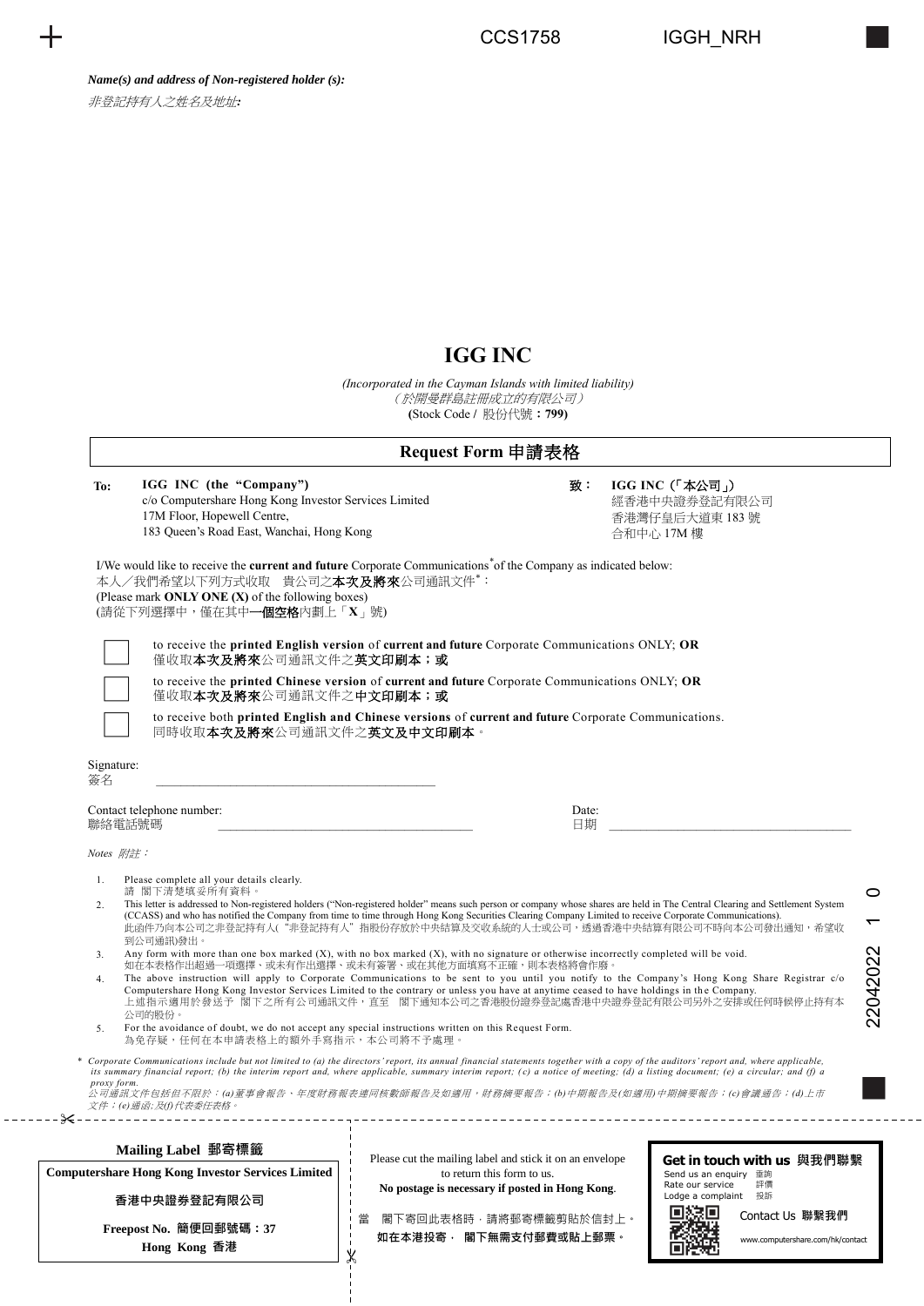*Name(s) and address of Non-registered holder (s):*

*非登記持有人之姓名及地址:*

# IGG INC

*(Incorporated in the Cayman Islands with limited liability)*
*（於開曼群島註冊成立的有限公司）*
**(**Stock Code / 股份代號**：799)**

## Request Form 申請表格

**To:** **IGG INC (the "Company")**
c/o Computershare Hong Kong Investor Services Limited
17M Floor, Hopewell Centre,
183 Queen's Road East, Wanchai, Hong Kong

**致：** **IGG INC（「本公司」）**
經香港中央證券登記有限公司
香港灣仔皇后大道東 183 號
合和中心 17M 樓

I/We would like to receive the **current and future** Corporate Communications* of the Company as indicated below:
本人／我們希望以下列方式收取 貴公司之**本次及將來**公司通訊文件*：
(Please mark **ONLY ONE (X)** of the following boxes)
(請從下列選擇中，僅在其中**一個空格**內劃上「**X**」號)

☐ to receive the **printed English version** of **current and future** Corporate Communications ONLY; **OR**
僅收取**本次及將來**公司通訊文件之**英文印刷本；或**

☐ to receive the **printed Chinese version** of **current and future** Corporate Communications ONLY; **OR**
僅收取**本次及將來**公司通訊文件之**中文印刷本；或**

☐ to receive both **printed English and Chinese versions** of **current and future** Corporate Communications.
同時收取**本次及將來**公司通訊文件之**英文及中文印刷本**。

Signature:
簽名 ________________________________

Contact telephone number:
聯絡電話號碼 ________________________________

Date:
日期 ________________________________

*Notes 附註：*

1. Please complete all your details clearly.
   請 閣下清楚填妥所有資料。
2. This letter is addressed to Non-registered holders ("Non-registered holder" means such person or company whose shares are held in The Central Clearing and Settlement System (CCASS) and who has notified the Company from time to time through Hong Kong Securities Clearing Company Limited to receive Corporate Communications).
   此函件乃向本公司之非登記持有人("非登記持有人"指股份存放於中央結算及交收系統的人士或公司，透過香港中央結算有限公司不時向本公司發出通知，希望收到公司通訊)發出。
3. Any form with more than one box marked (X), with no box marked (X), with no signature or otherwise incorrectly completed will be void.
   如在本表格作出超過一項選擇、或未有作出選擇、或未有簽署、或在其他方面填寫不正確，則本表格將會作廢。
4. The above instruction will apply to Corporate Communications to be sent to you until you notify to the Company's Hong Kong Share Registrar c/o Computershare Hong Kong Investor Services Limited to the contrary or unless you have at anytime ceased to have holdings in the Company.
   上述指示適用於發送予 閣下之所有公司通訊文件，直至 閣下通知本公司之香港股份證券登記處香港中央證券登記有限公司另外之安排或任何時候停止持有本公司的股份。
5. For the avoidance of doubt, we do not accept any special instructions written on this Request Form.
   為免存疑，任何在本申請表格上的額外手寫指示，本公司將不予處理。

\* *Corporate Communications include but not limited to (a) the directors' report, its annual financial statements together with a copy of the auditors' report and, where applicable, its summary financial report; (b) the interim report and, where applicable, summary interim report; (c) a notice of meeting; (d) a listing document; (e) a circular; and (f) a proxy form.*
*公司通訊文件包括但不限於：(a)董事會報告、年度財務報表連同核數師報告及如適用，財務摘要報告；(b)中期報告及(如適用)中期摘要報告；(c)會議通告；(d)上市文件；(e)通函;及(f)代表委任表格。*

22042022 1 0

**Mailing Label 郵寄標籤**

**Computershare Hong Kong Investor Services Limited**

**香港中央證券登記有限公司**

**Freepost No. 簡便回郵號碼：37**

**Hong Kong 香港**

Please cut the mailing label and stick it on an envelope to return this form to us.
**No postage is necessary if posted in Hong Kong**.

當 閣下寄回此表格時，請將郵寄標籤剪貼於信封上。
**如在本港投寄， 閣下無需支付郵費或貼上郵票。**

**Get in touch with us 與我們聯繫**
Send us an enquiry 查詢
Rate our service 評價
Lodge a complaint 投訴
Contact Us 聯繫我們
www.computershare.com/hk/contact